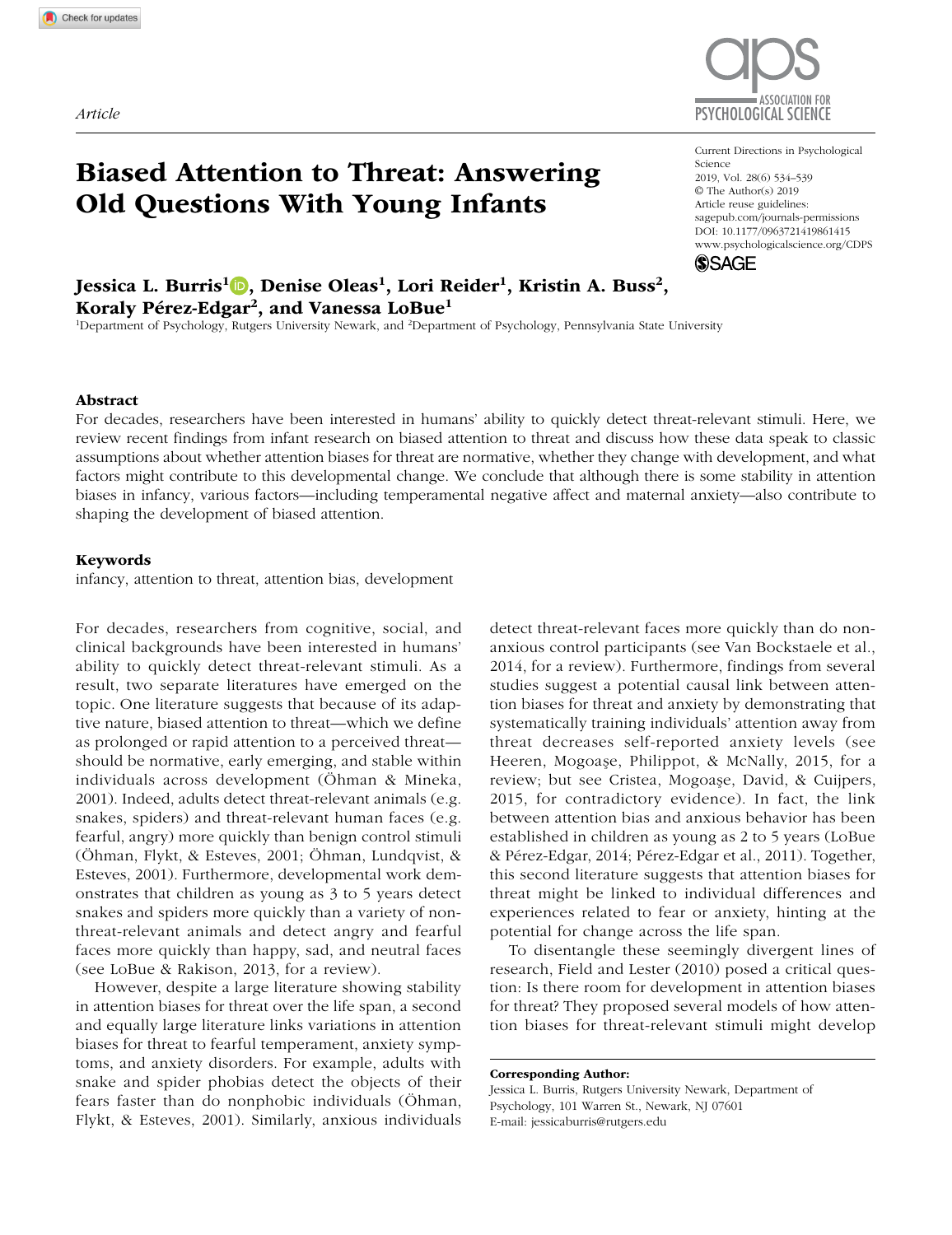*Article*

# Biased Attention to Threat: Answering Old Questions With Young Infants

Current Directions in Psychological Science
2019, Vol. 28(6) 534–539
© The Author(s) 2019
Article reuse guidelines:
sagepub.com/journals-permissions
DOI: 10.1177/0963721419861415
www.psychologicalscience.org/CDPS

**Jessica L. Burris[1], Denise Oleas[1], Lori Reider[1], Kristin A. Buss[2], Koraly Pérez-Edgar[2], and Vanessa LoBue[1]**

[1]Department of Psychology, Rutgers University Newark, and [2]Department of Psychology, Pennsylvania State University

## Abstract

For decades, researchers have been interested in humans' ability to quickly detect threat-relevant stimuli. Here, we review recent findings from infant research on biased attention to threat and discuss how these data speak to classic assumptions about whether attention biases for threat are normative, whether they change with development, and what factors might contribute to this developmental change. We conclude that although there is some stability in attention biases in infancy, various factors—including temperamental negative affect and maternal anxiety—also contribute to shaping the development of biased attention.

## Keywords

infancy, attention to threat, attention bias, development

For decades, researchers from cognitive, social, and clinical backgrounds have been interested in humans' ability to quickly detect threat-relevant stimuli. As a result, two separate literatures have emerged on the topic. One literature suggests that because of its adaptive nature, biased attention to threat—which we define as prolonged or rapid attention to a perceived threat—should be normative, early emerging, and stable within individuals across development (Öhman & Mineka, 2001). Indeed, adults detect threat-relevant animals (e.g. snakes, spiders) and threat-relevant human faces (e.g. fearful, angry) more quickly than benign control stimuli (Öhman, Flykt, & Esteves, 2001; Öhman, Lundqvist, & Esteves, 2001). Furthermore, developmental work demonstrates that children as young as 3 to 5 years detect snakes and spiders more quickly than a variety of non-threat-relevant animals and detect angry and fearful faces more quickly than happy, sad, and neutral faces (see LoBue & Rakison, 2013, for a review).

However, despite a large literature showing stability in attention biases for threat over the life span, a second and equally large literature links variations in attention biases for threat to fearful temperament, anxiety symptoms, and anxiety disorders. For example, adults with snake and spider phobias detect the objects of their fears faster than do nonphobic individuals (Öhman, Flykt, & Esteves, 2001). Similarly, anxious individuals detect threat-relevant faces more quickly than do non-anxious control participants (see Van Bockstaele et al., 2014, for a review). Furthermore, findings from several studies suggest a potential causal link between attention biases for threat and anxiety by demonstrating that systematically training individuals' attention away from threat decreases self-reported anxiety levels (see Heeren, Mogoaşe, Philippot, & McNally, 2015, for a review; but see Cristea, Mogoaşe, David, & Cuijpers, 2015, for contradictory evidence). In fact, the link between attention bias and anxious behavior has been established in children as young as 2 to 5 years (LoBue & Pérez-Edgar, 2014; Pérez-Edgar et al., 2011). Together, this second literature suggests that attention biases for threat might be linked to individual differences and experiences related to fear or anxiety, hinting at the potential for change across the life span.

To disentangle these seemingly divergent lines of research, Field and Lester (2010) posed a critical question: Is there room for development in attention biases for threat? They proposed several models of how attention biases for threat-relevant stimuli might develop

**Corresponding Author:**
Jessica L. Burris, Rutgers University Newark, Department of Psychology, 101 Warren St., Newark, NJ 07601
E-mail: jessicaburris@rutgers.edu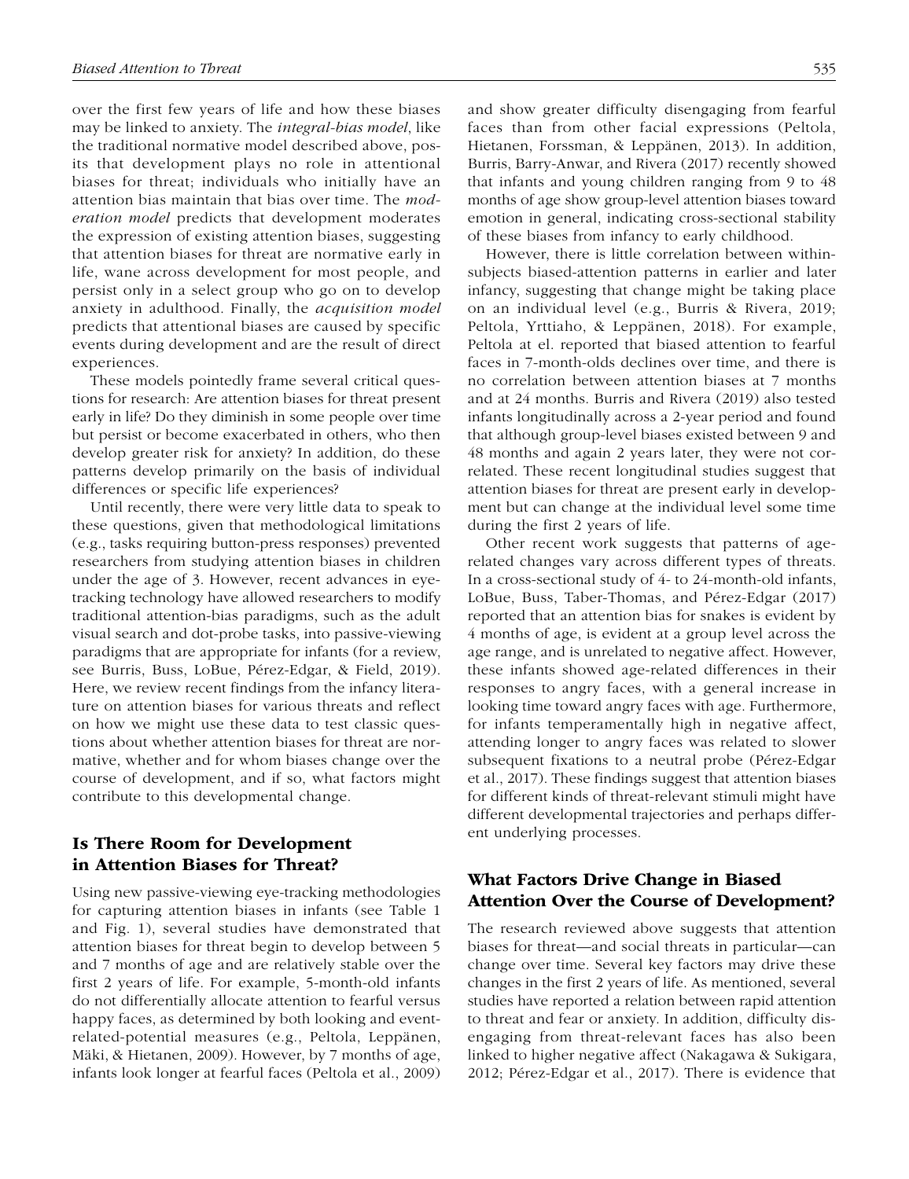over the first few years of life and how these biases may be linked to anxiety. The *integral-bias model*, like the traditional normative model described above, posits that development plays no role in attentional biases for threat; individuals who initially have an attention bias maintain that bias over time. The *moderation model* predicts that development moderates the expression of existing attention biases, suggesting that attention biases for threat are normative early in life, wane across development for most people, and persist only in a select group who go on to develop anxiety in adulthood. Finally, the *acquisition model* predicts that attentional biases are caused by specific events during development and are the result of direct experiences.

These models pointedly frame several critical questions for research: Are attention biases for threat present early in life? Do they diminish in some people over time but persist or become exacerbated in others, who then develop greater risk for anxiety? In addition, do these patterns develop primarily on the basis of individual differences or specific life experiences?

Until recently, there were very little data to speak to these questions, given that methodological limitations (e.g., tasks requiring button-press responses) prevented researchers from studying attention biases in children under the age of 3. However, recent advances in eye-tracking technology have allowed researchers to modify traditional attention-bias paradigms, such as the adult visual search and dot-probe tasks, into passive-viewing paradigms that are appropriate for infants (for a review, see Burris, Buss, LoBue, Pérez-Edgar, & Field, 2019). Here, we review recent findings from the infancy literature on attention biases for various threats and reflect on how we might use these data to test classic questions about whether attention biases for threat are normative, whether and for whom biases change over the course of development, and if so, what factors might contribute to this developmental change.

## Is There Room for Development in Attention Biases for Threat?

Using new passive-viewing eye-tracking methodologies for capturing attention biases in infants (see Table 1 and Fig. 1), several studies have demonstrated that attention biases for threat begin to develop between 5 and 7 months of age and are relatively stable over the first 2 years of life. For example, 5-month-old infants do not differentially allocate attention to fearful versus happy faces, as determined by both looking and event-related-potential measures (e.g., Peltola, Leppänen, Mäki, & Hietanen, 2009). However, by 7 months of age, infants look longer at fearful faces (Peltola et al., 2009) and show greater difficulty disengaging from fearful faces than from other facial expressions (Peltola, Hietanen, Forssman, & Leppänen, 2013). In addition, Burris, Barry-Anwar, and Rivera (2017) recently showed that infants and young children ranging from 9 to 48 months of age show group-level attention biases toward emotion in general, indicating cross-sectional stability of these biases from infancy to early childhood.

However, there is little correlation between within-subjects biased-attention patterns in earlier and later infancy, suggesting that change might be taking place on an individual level (e.g., Burris & Rivera, 2019; Peltola, Yrttiaho, & Leppänen, 2018). For example, Peltola at el. reported that biased attention to fearful faces in 7-month-olds declines over time, and there is no correlation between attention biases at 7 months and at 24 months. Burris and Rivera (2019) also tested infants longitudinally across a 2-year period and found that although group-level biases existed between 9 and 48 months and again 2 years later, they were not correlated. These recent longitudinal studies suggest that attention biases for threat are present early in development but can change at the individual level some time during the first 2 years of life.

Other recent work suggests that patterns of age-related changes vary across different types of threats. In a cross-sectional study of 4- to 24-month-old infants, LoBue, Buss, Taber-Thomas, and Pérez-Edgar (2017) reported that an attention bias for snakes is evident by 4 months of age, is evident at a group level across the age range, and is unrelated to negative affect. However, these infants showed age-related differences in their responses to angry faces, with a general increase in looking time toward angry faces with age. Furthermore, for infants temperamentally high in negative affect, attending longer to angry faces was related to slower subsequent fixations to a neutral probe (Pérez-Edgar et al., 2017). These findings suggest that attention biases for different kinds of threat-relevant stimuli might have different developmental trajectories and perhaps different underlying processes.

## What Factors Drive Change in Biased Attention Over the Course of Development?

The research reviewed above suggests that attention biases for threat—and social threats in particular—can change over time. Several key factors may drive these changes in the first 2 years of life. As mentioned, several studies have reported a relation between rapid attention to threat and fear or anxiety. In addition, difficulty disengaging from threat-relevant faces has also been linked to higher negative affect (Nakagawa & Sukigara, 2012; Pérez-Edgar et al., 2017). There is evidence that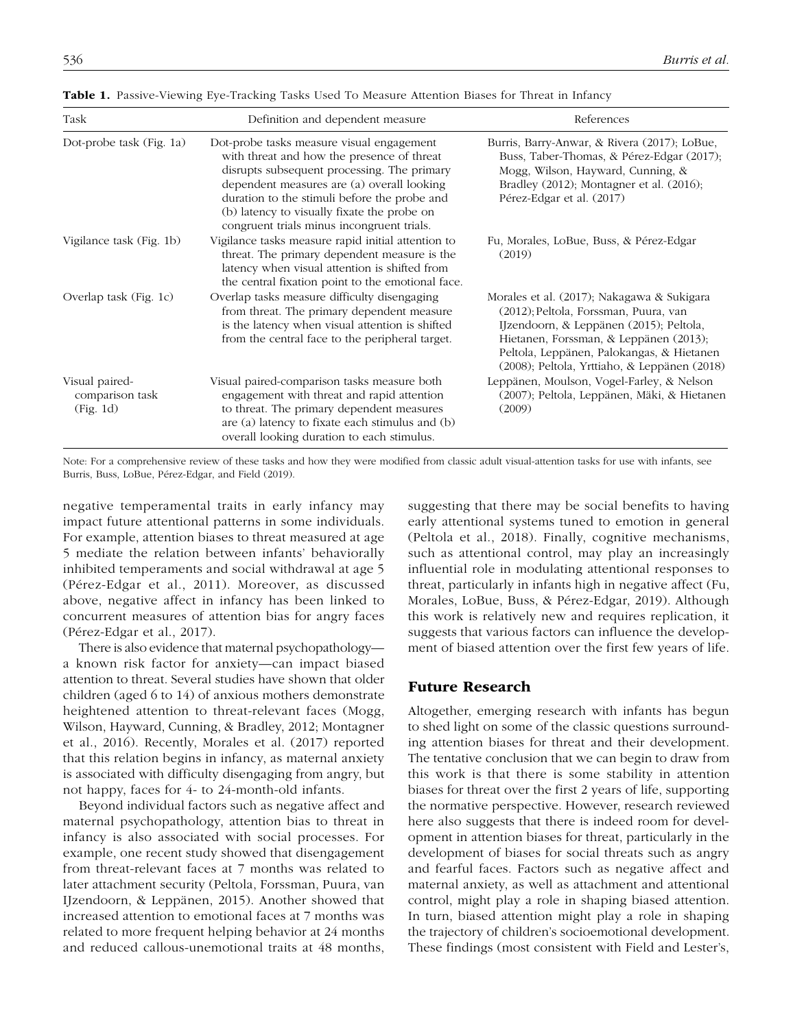**Table 1.** Passive-Viewing Eye-Tracking Tasks Used To Measure Attention Biases for Threat in Infancy

| Task | Definition and dependent measure | References |
|---|---|---|
| Dot-probe task (Fig. 1a) | Dot-probe tasks measure visual engagement with threat and how the presence of threat disrupts subsequent processing. The primary dependent measures are (a) overall looking duration to the stimuli before the probe and (b) latency to visually fixate the probe on congruent trials minus incongruent trials. | Burris, Barry-Anwar, & Rivera (2017); LoBue, Buss, Taber-Thomas, & Pérez-Edgar (2017); Mogg, Wilson, Hayward, Cunning, & Bradley (2012); Montagner et al. (2016); Pérez-Edgar et al. (2017) |
| Vigilance task (Fig. 1b) | Vigilance tasks measure rapid initial attention to threat. The primary dependent measure is the latency when visual attention is shifted from the central fixation point to the emotional face. | Fu, Morales, LoBue, Buss, & Pérez-Edgar (2019) |
| Overlap task (Fig. 1c) | Overlap tasks measure difficulty disengaging from threat. The primary dependent measure is the latency when visual attention is shifted from the central face to the peripheral target. | Morales et al. (2017); Nakagawa & Sukigara (2012); Peltola, Forssman, Puura, van IJzendoorn, & Leppänen (2015); Peltola, Hietanen, Forssman, & Leppänen (2013); Peltola, Leppänen, Palokangas, & Hietanen (2008); Peltola, Yrttiaho, & Leppänen (2018) |
| Visual paired-comparison task (Fig. 1d) | Visual paired-comparison tasks measure both engagement with threat and rapid attention to threat. The primary dependent measures are (a) latency to fixate each stimulus and (b) overall looking duration to each stimulus. | Leppänen, Moulson, Vogel-Farley, & Nelson (2007); Peltola, Leppänen, Mäki, & Hietanen (2009) |

Note: For a comprehensive review of these tasks and how they were modified from classic adult visual-attention tasks for use with infants, see Burris, Buss, LoBue, Pérez-Edgar, and Field (2019).

negative temperamental traits in early infancy may impact future attentional patterns in some individuals. For example, attention biases to threat measured at age 5 mediate the relation between infants' behaviorally inhibited temperaments and social withdrawal at age 5 (Pérez-Edgar et al., 2011). Moreover, as discussed above, negative affect in infancy has been linked to concurrent measures of attention bias for angry faces (Pérez-Edgar et al., 2017).

There is also evidence that maternal psychopathology—a known risk factor for anxiety—can impact biased attention to threat. Several studies have shown that older children (aged 6 to 14) of anxious mothers demonstrate heightened attention to threat-relevant faces (Mogg, Wilson, Hayward, Cunning, & Bradley, 2012; Montagner et al., 2016). Recently, Morales et al. (2017) reported that this relation begins in infancy, as maternal anxiety is associated with difficulty disengaging from angry, but not happy, faces for 4- to 24-month-old infants.

Beyond individual factors such as negative affect and maternal psychopathology, attention bias to threat in infancy is also associated with social processes. For example, one recent study showed that disengagement from threat-relevant faces at 7 months was related to later attachment security (Peltola, Forssman, Puura, van IJzendoorn, & Leppänen, 2015). Another showed that increased attention to emotional faces at 7 months was related to more frequent helping behavior at 24 months and reduced callous-unemotional traits at 48 months, suggesting that there may be social benefits to having early attentional systems tuned to emotion in general (Peltola et al., 2018). Finally, cognitive mechanisms, such as attentional control, may play an increasingly influential role in modulating attentional responses to threat, particularly in infants high in negative affect (Fu, Morales, LoBue, Buss, & Pérez-Edgar, 2019). Although this work is relatively new and requires replication, it suggests that various factors can influence the development of biased attention over the first few years of life.

## Future Research

Altogether, emerging research with infants has begun to shed light on some of the classic questions surrounding attention biases for threat and their development. The tentative conclusion that we can begin to draw from this work is that there is some stability in attention biases for threat over the first 2 years of life, supporting the normative perspective. However, research reviewed here also suggests that there is indeed room for development in attention biases for threat, particularly in the development of biases for social threats such as angry and fearful faces. Factors such as negative affect and maternal anxiety, as well as attachment and attentional control, might play a role in shaping biased attention. In turn, biased attention might play a role in shaping the trajectory of children's socioemotional development. These findings (most consistent with Field and Lester's,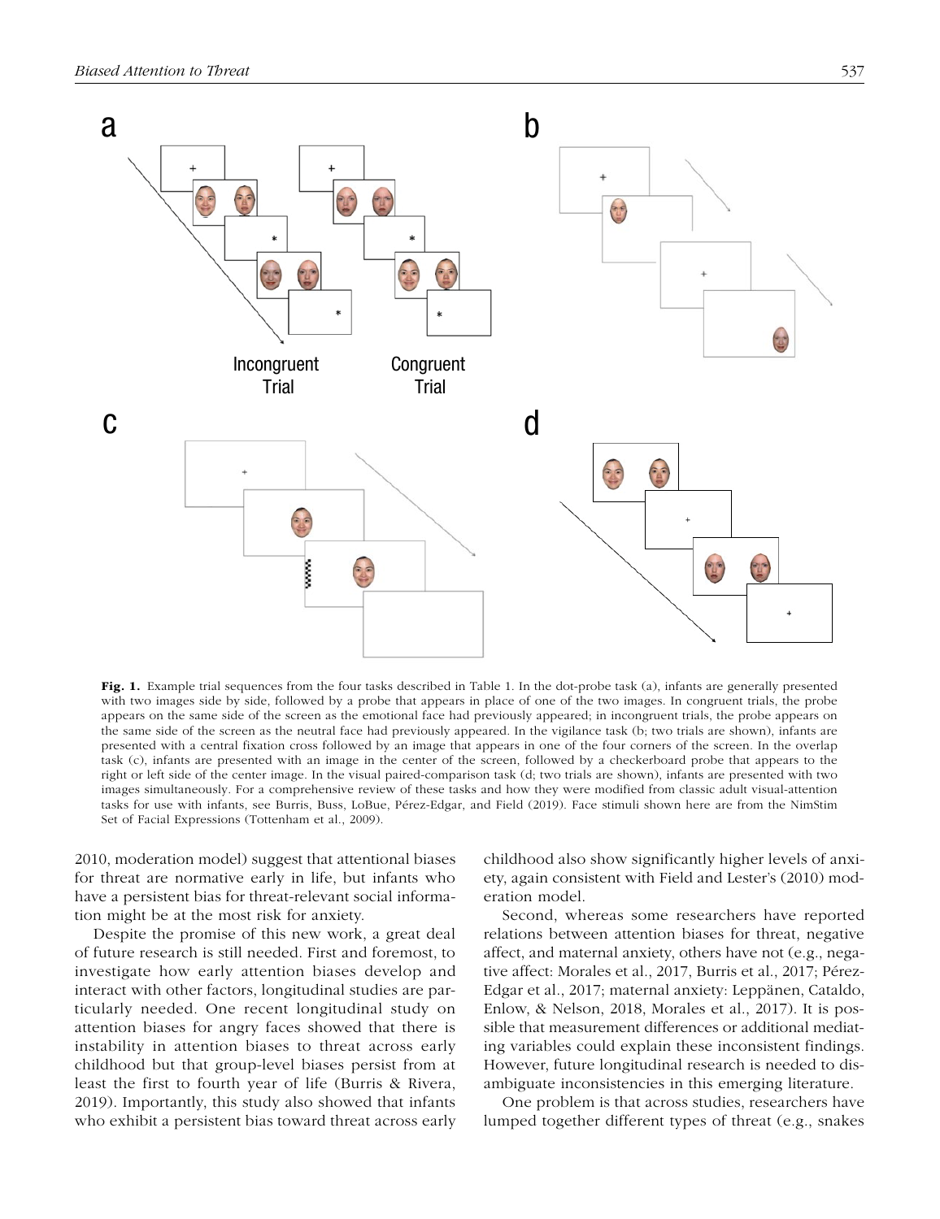a

Incongruent Trial

Congruent Trial

b

c

d

**Fig. 1.** Example trial sequences from the four tasks described in Table 1. In the dot-probe task (a), infants are generally presented with two images side by side, followed by a probe that appears in place of one of the two images. In congruent trials, the probe appears on the same side of the screen as the emotional face had previously appeared; in incongruent trials, the probe appears on the same side of the screen as the neutral face had previously appeared. In the vigilance task (b; two trials are shown), infants are presented with a central fixation cross followed by an image that appears in one of the four corners of the screen. In the overlap task (c), infants are presented with an image in the center of the screen, followed by a checkerboard probe that appears to the right or left side of the center image. In the visual paired-comparison task (d; two trials are shown), infants are presented with two images simultaneously. For a comprehensive review of these tasks and how they were modified from classic adult visual-attention tasks for use with infants, see Burris, Buss, LoBue, Pérez-Edgar, and Field (2019). Face stimuli shown here are from the NimStim Set of Facial Expressions (Tottenham et al., 2009).

2010, moderation model) suggest that attentional biases for threat are normative early in life, but infants who have a persistent bias for threat-relevant social information might be at the most risk for anxiety.

Despite the promise of this new work, a great deal of future research is still needed. First and foremost, to investigate how early attention biases develop and interact with other factors, longitudinal studies are particularly needed. One recent longitudinal study on attention biases for angry faces showed that there is instability in attention biases to threat across early childhood but that group-level biases persist from at least the first to fourth year of life (Burris & Rivera, 2019). Importantly, this study also showed that infants who exhibit a persistent bias toward threat across early childhood also show significantly higher levels of anxiety, again consistent with Field and Lester's (2010) moderation model.

Second, whereas some researchers have reported relations between attention biases for threat, negative affect, and maternal anxiety, others have not (e.g., negative affect: Morales et al., 2017, Burris et al., 2017; Pérez-Edgar et al., 2017; maternal anxiety: Leppänen, Cataldo, Enlow, & Nelson, 2018, Morales et al., 2017). It is possible that measurement differences or additional mediating variables could explain these inconsistent findings. However, future longitudinal research is needed to disambiguate inconsistencies in this emerging literature.

One problem is that across studies, researchers have lumped together different types of threat (e.g., snakes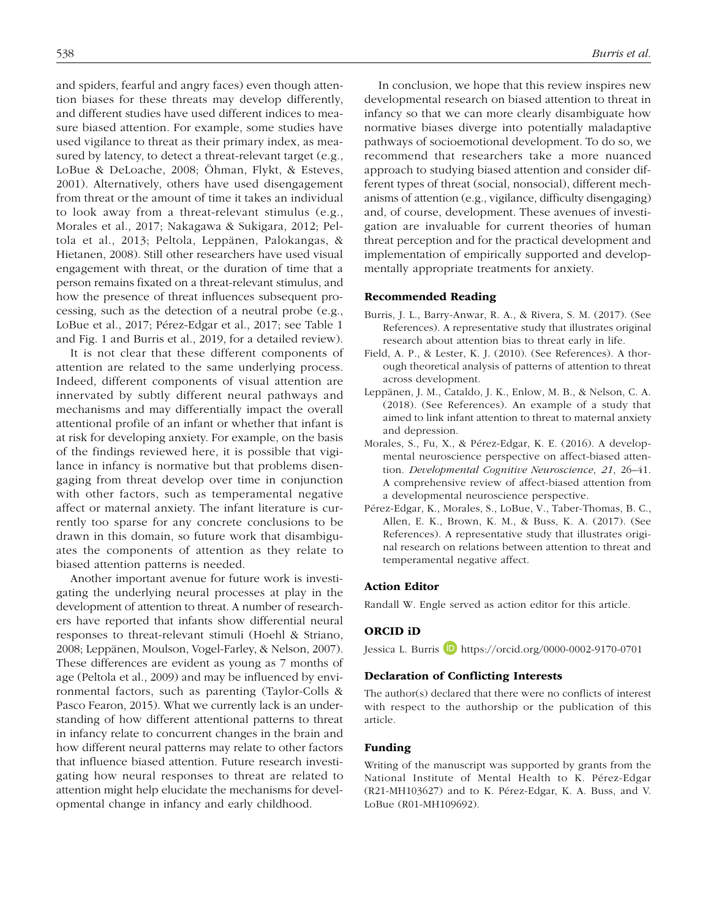and spiders, fearful and angry faces) even though attention biases for these threats may develop differently, and different studies have used different indices to measure biased attention. For example, some studies have used vigilance to threat as their primary index, as measured by latency, to detect a threat-relevant target (e.g., LoBue & DeLoache, 2008; Öhman, Flykt, & Esteves, 2001). Alternatively, others have used disengagement from threat or the amount of time it takes an individual to look away from a threat-relevant stimulus (e.g., Morales et al., 2017; Nakagawa & Sukigara, 2012; Peltola et al., 2013; Peltola, Leppänen, Palokangas, & Hietanen, 2008). Still other researchers have used visual engagement with threat, or the duration of time that a person remains fixated on a threat-relevant stimulus, and how the presence of threat influences subsequent processing, such as the detection of a neutral probe (e.g., LoBue et al., 2017; Pérez-Edgar et al., 2017; see Table 1 and Fig. 1 and Burris et al., 2019, for a detailed review).

It is not clear that these different components of attention are related to the same underlying process. Indeed, different components of visual attention are innervated by subtly different neural pathways and mechanisms and may differentially impact the overall attentional profile of an infant or whether that infant is at risk for developing anxiety. For example, on the basis of the findings reviewed here, it is possible that vigilance in infancy is normative but that problems disengaging from threat develop over time in conjunction with other factors, such as temperamental negative affect or maternal anxiety. The infant literature is currently too sparse for any concrete conclusions to be drawn in this domain, so future work that disambiguates the components of attention as they relate to biased attention patterns is needed.

Another important avenue for future work is investigating the underlying neural processes at play in the development of attention to threat. A number of researchers have reported that infants show differential neural responses to threat-relevant stimuli (Hoehl & Striano, 2008; Leppänen, Moulson, Vogel-Farley, & Nelson, 2007). These differences are evident as young as 7 months of age (Peltola et al., 2009) and may be influenced by environmental factors, such as parenting (Taylor-Colls & Pasco Fearon, 2015). What we currently lack is an understanding of how different attentional patterns to threat in infancy relate to concurrent changes in the brain and how different neural patterns may relate to other factors that influence biased attention. Future research investigating how neural responses to threat are related to attention might help elucidate the mechanisms for developmental change in infancy and early childhood.

In conclusion, we hope that this review inspires new developmental research on biased attention to threat in infancy so that we can more clearly disambiguate how normative biases diverge into potentially maladaptive pathways of socioemotional development. To do so, we recommend that researchers take a more nuanced approach to studying biased attention and consider different types of threat (social, nonsocial), different mechanisms of attention (e.g., vigilance, difficulty disengaging) and, of course, development. These avenues of investigation are invaluable for current theories of human threat perception and for the practical development and implementation of empirically supported and developmentally appropriate treatments for anxiety.

## Recommended Reading

Burris, J. L., Barry-Anwar, R. A., & Rivera, S. M. (2017). (See References). A representative study that illustrates original research about attention bias to threat early in life.

Field, A. P., & Lester, K. J. (2010). (See References). A thorough theoretical analysis of patterns of attention to threat across development.

Leppänen, J. M., Cataldo, J. K., Enlow, M. B., & Nelson, C. A. (2018). (See References). An example of a study that aimed to link infant attention to threat to maternal anxiety and depression.

Morales, S., Fu, X., & Pérez-Edgar, K. E. (2016). A developmental neuroscience perspective on affect-biased attention. *Developmental Cognitive Neuroscience*, *21*, 26–41. A comprehensive review of affect-biased attention from a developmental neuroscience perspective.

Pérez-Edgar, K., Morales, S., LoBue, V., Taber-Thomas, B. C., Allen, E. K., Brown, K. M., & Buss, K. A. (2017). (See References). A representative study that illustrates original research on relations between attention to threat and temperamental negative affect.

## Action Editor

Randall W. Engle served as action editor for this article.

## ORCID iD

Jessica L. Burris https://orcid.org/0000-0002-9170-0701

## Declaration of Conflicting Interests

The author(s) declared that there were no conflicts of interest with respect to the authorship or the publication of this article.

## Funding

Writing of the manuscript was supported by grants from the National Institute of Mental Health to K. Pérez-Edgar (R21-MH103627) and to K. Pérez-Edgar, K. A. Buss, and V. LoBue (R01-MH109692).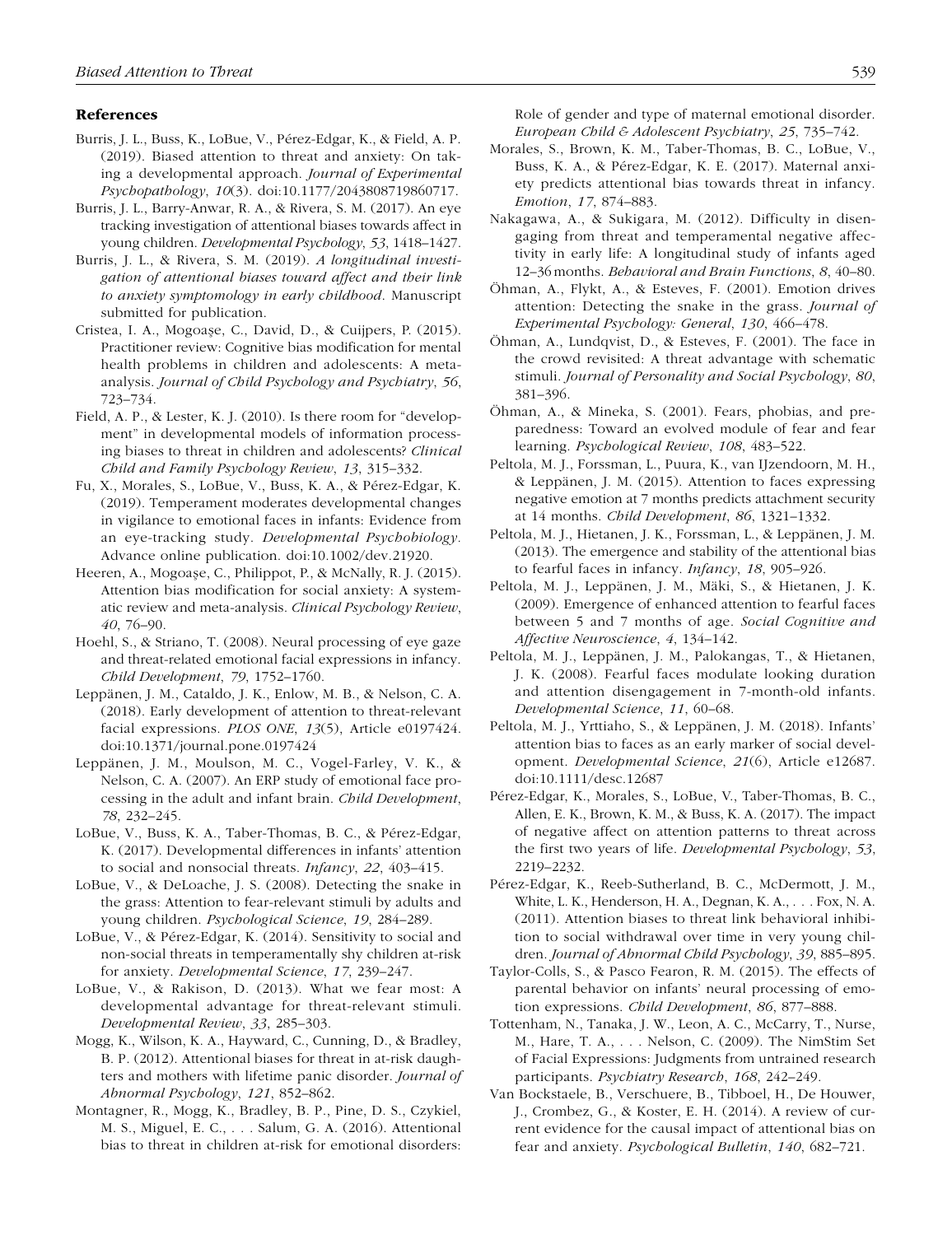## References

Burris, J. L., Buss, K., LoBue, V., Pérez-Edgar, K., & Field, A. P. (2019). Biased attention to threat and anxiety: On taking a developmental approach. *Journal of Experimental Psychopathology*, *10*(3). doi:10.1177/2043808719860717.

Burris, J. L., Barry-Anwar, R. A., & Rivera, S. M. (2017). An eye tracking investigation of attentional biases towards affect in young children. *Developmental Psychology*, *53*, 1418–1427.

Burris, J. L., & Rivera, S. M. (2019). *A longitudinal investigation of attentional biases toward affect and their link to anxiety symptomology in early childhood*. Manuscript submitted for publication.

Cristea, I. A., Mogoașe, C., David, D., & Cuijpers, P. (2015). Practitioner review: Cognitive bias modification for mental health problems in children and adolescents: A meta-analysis. *Journal of Child Psychology and Psychiatry*, *56*, 723–734.

Field, A. P., & Lester, K. J. (2010). Is there room for "development" in developmental models of information processing biases to threat in children and adolescents? *Clinical Child and Family Psychology Review*, *13*, 315–332.

Fu, X., Morales, S., LoBue, V., Buss, K. A., & Pérez-Edgar, K. (2019). Temperament moderates developmental changes in vigilance to emotional faces in infants: Evidence from an eye-tracking study. *Developmental Psychobiology*. Advance online publication. doi:10.1002/dev.21920.

Heeren, A., Mogoașe, C., Philippot, P., & McNally, R. J. (2015). Attention bias modification for social anxiety: A systematic review and meta-analysis. *Clinical Psychology Review*, *40*, 76–90.

Hoehl, S., & Striano, T. (2008). Neural processing of eye gaze and threat-related emotional facial expressions in infancy. *Child Development*, *79*, 1752–1760.

Leppänen, J. M., Cataldo, J. K., Enlow, M. B., & Nelson, C. A. (2018). Early development of attention to threat-relevant facial expressions. *PLOS ONE*, *13*(5), Article e0197424. doi:10.1371/journal.pone.0197424

Leppänen, J. M., Moulson, M. C., Vogel-Farley, V. K., & Nelson, C. A. (2007). An ERP study of emotional face processing in the adult and infant brain. *Child Development*, *78*, 232–245.

LoBue, V., Buss, K. A., Taber-Thomas, B. C., & Pérez-Edgar, K. (2017). Developmental differences in infants' attention to social and nonsocial threats. *Infancy*, *22*, 403–415.

LoBue, V., & DeLoache, J. S. (2008). Detecting the snake in the grass: Attention to fear-relevant stimuli by adults and young children. *Psychological Science*, *19*, 284–289.

LoBue, V., & Pérez-Edgar, K. (2014). Sensitivity to social and non-social threats in temperamentally shy children at-risk for anxiety. *Developmental Science*, *17*, 239–247.

LoBue, V., & Rakison, D. (2013). What we fear most: A developmental advantage for threat-relevant stimuli. *Developmental Review*, *33*, 285–303.

Mogg, K., Wilson, K. A., Hayward, C., Cunning, D., & Bradley, B. P. (2012). Attentional biases for threat in at-risk daughters and mothers with lifetime panic disorder. *Journal of Abnormal Psychology*, *121*, 852–862.

Montagner, R., Mogg, K., Bradley, B. P., Pine, D. S., Czykiel, M. S., Miguel, E. C., . . . Salum, G. A. (2016). Attentional bias to threat in children at-risk for emotional disorders: Role of gender and type of maternal emotional disorder. *European Child & Adolescent Psychiatry*, *25*, 735–742.

Morales, S., Brown, K. M., Taber-Thomas, B. C., LoBue, V., Buss, K. A., & Pérez-Edgar, K. E. (2017). Maternal anxiety predicts attentional bias towards threat in infancy. *Emotion*, *17*, 874–883.

Nakagawa, A., & Sukigara, M. (2012). Difficulty in disengaging from threat and temperamental negative affectivity in early life: A longitudinal study of infants aged 12–36 months. *Behavioral and Brain Functions*, *8*, 40–80.

Öhman, A., Flykt, A., & Esteves, F. (2001). Emotion drives attention: Detecting the snake in the grass. *Journal of Experimental Psychology: General*, *130*, 466–478.

Öhman, A., Lundqvist, D., & Esteves, F. (2001). The face in the crowd revisited: A threat advantage with schematic stimuli. *Journal of Personality and Social Psychology*, *80*, 381–396.

Öhman, A., & Mineka, S. (2001). Fears, phobias, and preparedness: Toward an evolved module of fear and fear learning. *Psychological Review*, *108*, 483–522.

Peltola, M. J., Forssman, L., Puura, K., van IJzendoorn, M. H., & Leppänen, J. M. (2015). Attention to faces expressing negative emotion at 7 months predicts attachment security at 14 months. *Child Development*, *86*, 1321–1332.

Peltola, M. J., Hietanen, J. K., Forssman, L., & Leppänen, J. M. (2013). The emergence and stability of the attentional bias to fearful faces in infancy. *Infancy*, *18*, 905–926.

Peltola, M. J., Leppänen, J. M., Mäki, S., & Hietanen, J. K. (2009). Emergence of enhanced attention to fearful faces between 5 and 7 months of age. *Social Cognitive and Affective Neuroscience*, *4*, 134–142.

Peltola, M. J., Leppänen, J. M., Palokangas, T., & Hietanen, J. K. (2008). Fearful faces modulate looking duration and attention disengagement in 7-month-old infants. *Developmental Science*, *11*, 60–68.

Peltola, M. J., Yrttiaho, S., & Leppänen, J. M. (2018). Infants' attention bias to faces as an early marker of social development. *Developmental Science*, *21*(6), Article e12687. doi:10.1111/desc.12687

Pérez-Edgar, K., Morales, S., LoBue, V., Taber-Thomas, B. C., Allen, E. K., Brown, K. M., & Buss, K. A. (2017). The impact of negative affect on attention patterns to threat across the first two years of life. *Developmental Psychology*, *53*, 2219–2232.

Pérez-Edgar, K., Reeb-Sutherland, B. C., McDermott, J. M., White, L. K., Henderson, H. A., Degnan, K. A., . . . Fox, N. A. (2011). Attention biases to threat link behavioral inhibition to social withdrawal over time in very young children. *Journal of Abnormal Child Psychology*, *39*, 885–895.

Taylor-Colls, S., & Pasco Fearon, R. M. (2015). The effects of parental behavior on infants' neural processing of emotion expressions. *Child Development*, *86*, 877–888.

Tottenham, N., Tanaka, J. W., Leon, A. C., McCarry, T., Nurse, M., Hare, T. A., . . . Nelson, C. (2009). The NimStim Set of Facial Expressions: Judgments from untrained research participants. *Psychiatry Research*, *168*, 242–249.

Van Bockstaele, B., Verschuere, B., Tibboel, H., De Houwer, J., Crombez, G., & Koster, E. H. (2014). A review of current evidence for the causal impact of attentional bias on fear and anxiety. *Psychological Bulletin*, *140*, 682–721.